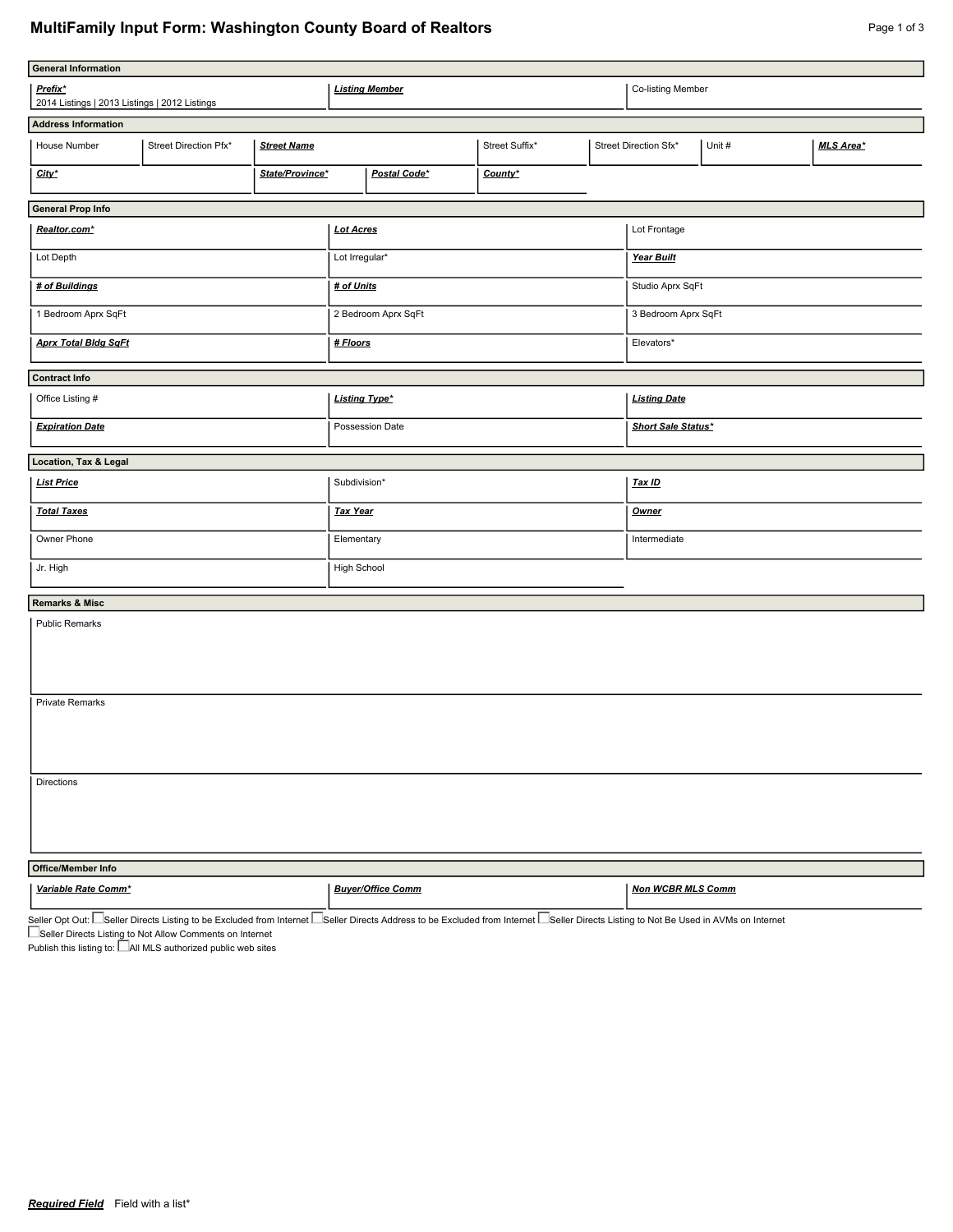# MultiFamily Input Form: Washington County Board of Realtors

## General Information

| ***Prefix**** | ***Listing Member*** | Co-listing Member |
|---|---|---|
| 2014 Listings \| 2013 Listings \| 2012 Listings | | |

## Address Information

| House Number | Street Direction Pfx* | ***Street Name*** | Street Suffix* | Street Direction Sfx* | Unit # | ***MLS Area**** |
|---|---|---|---|---|---|---|
| | | | | | | |

| ***City**** | ***State/Province**** | ***Postal Code**** | ***County**** |
|---|---|---|---|
| | | | |

## General Prop Info

| | | |
|---|---|---|
| ***Realtor.com**** | ***Lot Acres*** | Lot Frontage |
| Lot Depth | Lot Irregular* | ***Year Built*** |
| ***# of Buildings*** | ***# of Units*** | Studio Aprx SqFt |
| 1 Bedroom Aprx SqFt | 2 Bedroom Aprx SqFt | 3 Bedroom Aprx SqFt |
| ***Aprx Total Bldg SqFt*** | ***# Floors*** | Elevators* |

## Contract Info

| | | |
|---|---|---|
| Office Listing # | ***Listing Type**** | ***Listing Date*** |
| ***Expiration Date*** | Possession Date | ***Short Sale Status**** |

## Location, Tax & Legal

| | | |
|---|---|---|
| ***List Price*** | Subdivision* | ***Tax ID*** |
| ***Total Taxes*** | ***Tax Year*** | ***Owner*** |
| Owner Phone | Elementary | Intermediate |
| Jr. High | High School | |

## Remarks & Misc

Public Remarks

Private Remarks

Directions

## Office/Member Info

| ***Variable Rate Comm**** | ***Buyer/Office Comm*** | ***Non WCBR MLS Comm*** |
|---|---|---|
| | | |

Seller Opt Out: ☐ Seller Directs Listing to be Excluded from Internet ☐ Seller Directs Address to be Excluded from Internet ☐ Seller Directs Listing to Not Be Used in AVMs on Internet ☐ Seller Directs Listing to Not Allow Comments on Internet

Publish this listing to: ☐ All MLS authorized public web sites

***Required Field*** Field with a list*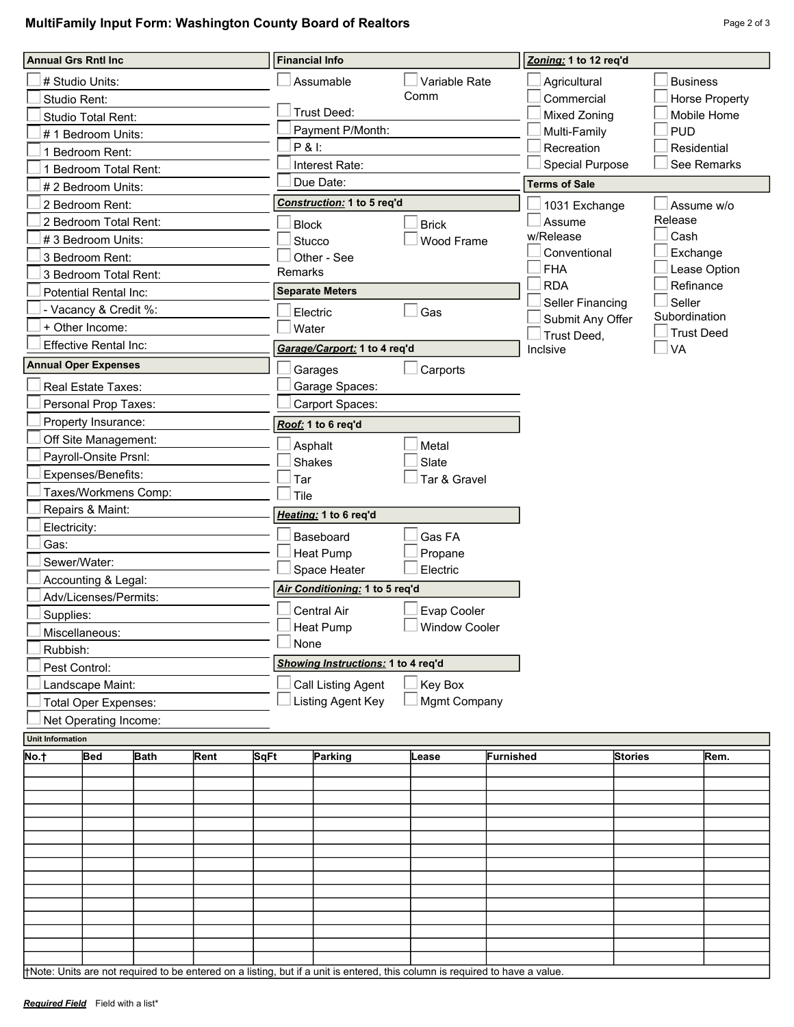## MultiFamily Input Form: Washington County Board of Realtors

### Annual Grs Rntl Inc

- ☐ # Studio Units:
- ☐ Studio Rent:
- ☐ Studio Total Rent:
- ☐ # 1 Bedroom Units:
- ☐ 1 Bedroom Rent:
- ☐ 1 Bedroom Total Rent:
- ☐ # 2 Bedroom Units:
- ☐ 2 Bedroom Rent:
- ☐ 2 Bedroom Total Rent:
- ☐ # 3 Bedroom Units:
- ☐ 3 Bedroom Rent:
- ☐ 3 Bedroom Total Rent:
- ☐ Potential Rental Inc:
- ☐ - Vacancy & Credit %:
- ☐ + Other Income:
- ☐ Effective Rental Inc:

### Annual Oper Expenses

- ☐ Real Estate Taxes:
- ☐ Personal Prop Taxes:
- ☐ Property Insurance:
- ☐ Off Site Management:
- ☐ Payroll-Onsite Prsnl:
- ☐ Expenses/Benefits:
- ☐ Taxes/Workmens Comp:
- ☐ Repairs & Maint:
- ☐ Electricity:
- ☐ Gas:
- ☐ Sewer/Water:
- ☐ Accounting & Legal:
- ☐ Adv/Licenses/Permits:
- ☐ Supplies:
- ☐ Miscellaneous:
- ☐ Rubbish:
- ☐ Pest Control:
- ☐ Landscape Maint:
- ☐ Total Oper Expenses:
- ☐ Net Operating Income:

### Financial Info

- ☐ Assumable
- ☐ Variable Rate Comm
- ☐ Trust Deed:
- ☐ Payment P/Month:
- ☐ P & I:
- ☐ Interest Rate:
- ☐ Due Date:

### ***Construction:*** 1 to 5 req'd

- ☐ Block
- ☐ Brick
- ☐ Stucco
- ☐ Wood Frame
- ☐ Other - See Remarks

### Separate Meters

- ☐ Electric
- ☐ Gas
- ☐ Water

### ***Garage/Carport:*** 1 to 4 req'd

- ☐ Garages
- ☐ Carports
- ☐ Garage Spaces:
- ☐ Carport Spaces:

### ***Roof:*** 1 to 6 req'd

- ☐ Asphalt
- ☐ Metal
- ☐ Shakes
- ☐ Slate
- ☐ Tar
- ☐ Tar & Gravel
- ☐ Tile

### ***Heating:*** 1 to 6 req'd

- ☐ Baseboard
- ☐ Gas FA
- ☐ Heat Pump
- ☐ Propane
- ☐ Space Heater
- ☐ Electric

### ***Air Conditioning:*** 1 to 5 req'd

- ☐ Central Air
- ☐ Evap Cooler
- ☐ Heat Pump
- ☐ Window Cooler
- ☐ None

### ***Showing Instructions:*** 1 to 4 req'd

- ☐ Call Listing Agent
- ☐ Key Box
- ☐ Listing Agent Key
- ☐ Mgmt Company

### ***Zoning:*** 1 to 12 req'd

- ☐ Agricultural
- ☐ Business
- ☐ Commercial
- ☐ Horse Property
- ☐ Mixed Zoning
- ☐ Mobile Home
- ☐ Multi-Family
- ☐ PUD
- ☐ Recreation
- ☐ Residential
- ☐ Special Purpose
- ☐ See Remarks

### Terms of Sale

- ☐ 1031 Exchange
- ☐ Assume w/o Release
- ☐ Assume w/Release
- ☐ Cash
- ☐ Conventional
- ☐ Exchange
- ☐ FHA
- ☐ Lease Option
- ☐ RDA
- ☐ Refinance
- ☐ Seller Financing
- ☐ Seller Subordination
- ☐ Submit Any Offer
- ☐ Trust Deed
- ☐ Trust Deed, Inclsive
- ☐ VA

### Unit Information

| No.† | Bed | Bath | Rent | SqFt | Parking | Lease | Furnished | Stories | Rem. |
|---|---|---|---|---|---|---|---|---|---|
| | | | | | | | | | |
| | | | | | | | | | |
| | | | | | | | | | |
| | | | | | | | | | |
| | | | | | | | | | |
| | | | | | | | | | |
| | | | | | | | | | |
| | | | | | | | | | |
| | | | | | | | | | |
| | | | | | | | | | |
| | | | | | | | | | |
| | | | | | | | | | |
| | | | | | | | | | |
| | | | | | | | | | |
| | | | | | | | | | |

†Note: Units are not required to be entered on a listing, but if a unit is entered, this column is required to have a value.

***Required Field*** Field with a list*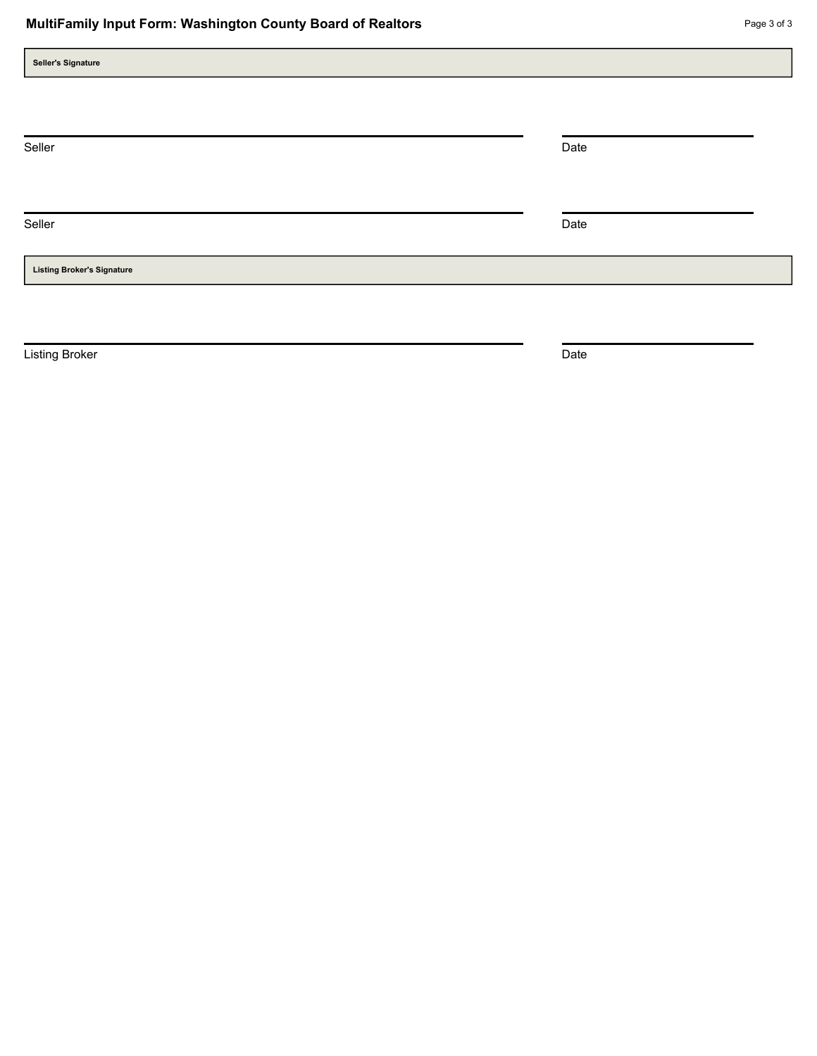## MultiFamily Input Form: Washington County Board of Realtors

### Seller's Signature

\_\_\_\_\_\_\_\_\_\_\_\_\_\_\_\_\_\_\_\_\_\_\_\_\_\_\_\_\_\_\_\_\_\_\_\_\_\_\_\_ \_\_\_\_\_\_\_\_\_\_\_\_\_\_\_\_\_\_
Seller Date

\_\_\_\_\_\_\_\_\_\_\_\_\_\_\_\_\_\_\_\_\_\_\_\_\_\_\_\_\_\_\_\_\_\_\_\_\_\_\_\_ \_\_\_\_\_\_\_\_\_\_\_\_\_\_\_\_\_\_
Seller Date

### Listing Broker's Signature

\_\_\_\_\_\_\_\_\_\_\_\_\_\_\_\_\_\_\_\_\_\_\_\_\_\_\_\_\_\_\_\_\_\_\_\_\_\_\_\_ \_\_\_\_\_\_\_\_\_\_\_\_\_\_\_\_\_\_
Listing Broker Date